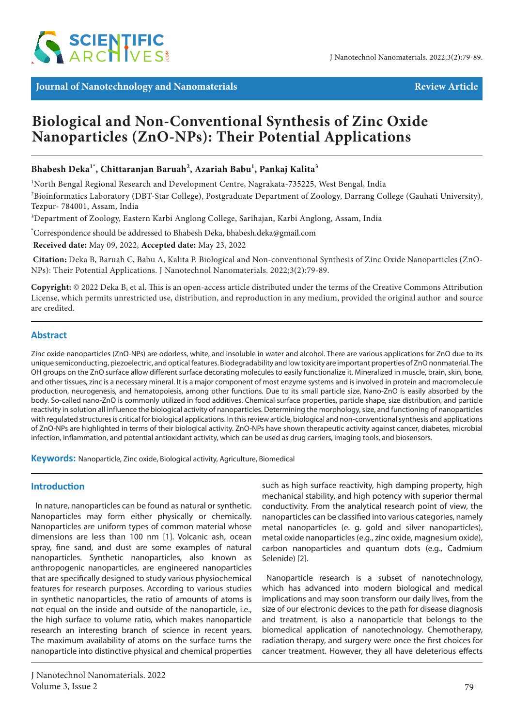Journal of Nanotechnology and Nanomaterials

Review Article

# Biological and Non-Conventional Synthesis of Zinc Oxide Nanoparticles (ZnO-NPs): Their Potential Applications

**Bhabesh Deka[1*], Chittaranjan Baruah[2], Azariah Babu[1], Pankaj Kalita[3]**

[1]North Bengal Regional Research and Development Centre, Nagrakata-735225, West Bengal, India

[2]Bioinformatics Laboratory (DBT-Star College), Postgraduate Department of Zoology, Darrang College (Gauhati University), Tezpur- 784001, Assam, India

[3]Department of Zoology, Eastern Karbi Anglong College, Sarihajan, Karbi Anglong, Assam, India

[*]Correspondence should be addressed to Bhabesh Deka, bhabesh.deka@gmail.com

**Received date:** May 09, 2022, **Accepted date:** May 23, 2022

**Citation:** Deka B, Baruah C, Babu A, Kalita P. Biological and Non-conventional Synthesis of Zinc Oxide Nanoparticles (ZnO-NPs): Their Potential Applications. J Nanotechnol Nanomaterials. 2022;3(2):79-89.

**Copyright:** © 2022 Deka B, et al. This is an open-access article distributed under the terms of the Creative Commons Attribution License, which permits unrestricted use, distribution, and reproduction in any medium, provided the original author and source are credited.

## Abstract

Zinc oxide nanoparticles (ZnO-NPs) are odorless, white, and insoluble in water and alcohol. There are various applications for ZnO due to its unique semiconducting, piezoelectric, and optical features. Biodegradability and low toxicity are important properties of ZnO nonmaterial. The OH groups on the ZnO surface allow different surface decorating molecules to easily functionalize it. Mineralized in muscle, brain, skin, bone, and other tissues, zinc is a necessary mineral. It is a major component of most enzyme systems and is involved in protein and macromolecule production, neurogenesis, and hematopoiesis, among other functions. Due to its small particle size, Nano-ZnO is easily absorbed by the body. So-called nano-ZnO is commonly utilized in food additives. Chemical surface properties, particle shape, size distribution, and particle reactivity in solution all influence the biological activity of nanoparticles. Determining the morphology, size, and functioning of nanoparticles with regulated structures is critical for biological applications. In this review article, biological and non-conventional synthesis and applications of ZnO-NPs are highlighted in terms of their biological activity. ZnO-NPs have shown therapeutic activity against cancer, diabetes, microbial infection, inflammation, and potential antioxidant activity, which can be used as drug carriers, imaging tools, and biosensors.

**Keywords:** Nanoparticle, Zinc oxide, Biological activity, Agriculture, Biomedical

## Introduction

In nature, nanoparticles can be found as natural or synthetic. Nanoparticles may form either physically or chemically. Nanoparticles are uniform types of common material whose dimensions are less than 100 nm [1]. Volcanic ash, ocean spray, fine sand, and dust are some examples of natural nanoparticles. Synthetic nanoparticles, also known as anthropogenic nanoparticles, are engineered nanoparticles that are specifically designed to study various physiochemical features for research purposes. According to various studies in synthetic nanoparticles, the ratio of amounts of atoms is not equal on the inside and outside of the nanoparticle, i.e., the high surface to volume ratio, which makes nanoparticle research an interesting branch of science in recent years. The maximum availability of atoms on the surface turns the nanoparticle into distinctive physical and chemical properties such as high surface reactivity, high damping property, high mechanical stability, and high potency with superior thermal conductivity. From the analytical research point of view, the nanoparticles can be classified into various categories, namely metal nanoparticles (e. g. gold and silver nanoparticles), metal oxide nanoparticles (e.g., zinc oxide, magnesium oxide), carbon nanoparticles and quantum dots (e.g., Cadmium Selenide) [2].

Nanoparticle research is a subset of nanotechnology, which has advanced into modern biological and medical implications and may soon transform our daily lives, from the size of our electronic devices to the path for disease diagnosis and treatment. is also a nanoparticle that belongs to the biomedical application of nanotechnology. Chemotherapy, radiation therapy, and surgery were once the first choices for cancer treatment. However, they all have deleterious effects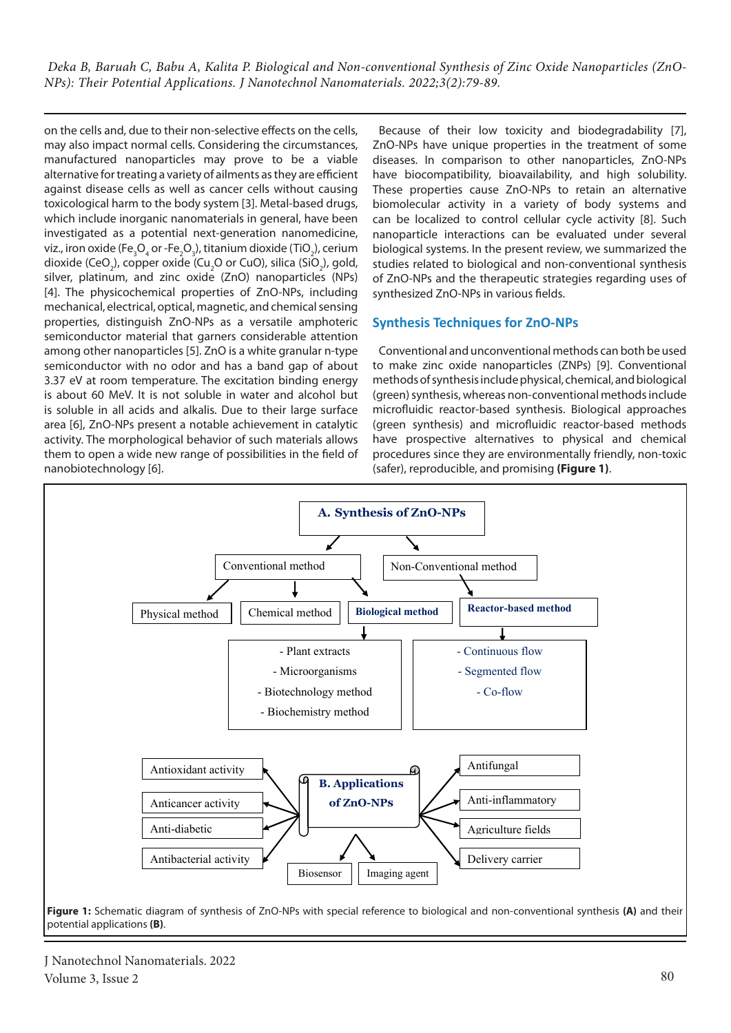on the cells and, due to their non-selective effects on the cells, may also impact normal cells. Considering the circumstances, manufactured nanoparticles may prove to be a viable alternative for treating a variety of ailments as they are efficient against disease cells as well as cancer cells without causing toxicological harm to the body system [3]. Metal-based drugs, which include inorganic nanomaterials in general, have been investigated as a potential next-generation nanomedicine, viz., iron oxide ($Fe_3O_4$ or -$Fe_2O_3$), titanium dioxide ($TiO_2$), cerium dioxide ($CeO_2$), copper oxide ($Cu_2O$ or CuO), silica ($SiO_2$), gold, silver, platinum, and zinc oxide (ZnO) nanoparticles (NPs) [4]. The physicochemical properties of ZnO-NPs, including mechanical, electrical, optical, magnetic, and chemical sensing properties, distinguish ZnO-NPs as a versatile amphoteric semiconductor material that garners considerable attention among other nanoparticles [5]. ZnO is a white granular n-type semiconductor with no odor and has a band gap of about 3.37 eV at room temperature. The excitation binding energy is about 60 MeV. It is not soluble in water and alcohol but is soluble in all acids and alkalis. Due to their large surface area [6], ZnO-NPs present a notable achievement in catalytic activity. The morphological behavior of such materials allows them to open a wide new range of possibilities in the field of nanobiotechnology [6].

Because of their low toxicity and biodegradability [7], ZnO-NPs have unique properties in the treatment of some diseases. In comparison to other nanoparticles, ZnO-NPs have biocompatibility, bioavailability, and high solubility. These properties cause ZnO-NPs to retain an alternative biomolecular activity in a variety of body systems and can be localized to control cellular cycle activity [8]. Such nanoparticle interactions can be evaluated under several biological systems. In the present review, we summarized the studies related to biological and non-conventional synthesis of ZnO-NPs and the therapeutic strategies regarding uses of synthesized ZnO-NPs in various fields.

## Synthesis Techniques for ZnO-NPs

Conventional and unconventional methods can both be used to make zinc oxide nanoparticles (ZNPs) [9]. Conventional methods of synthesis include physical, chemical, and biological (green) synthesis, whereas non-conventional methods include microfluidic reactor-based synthesis. Biological approaches (green synthesis) and microfluidic reactor-based methods have prospective alternatives to physical and chemical procedures since they are environmentally friendly, non-toxic (safer), reproducible, and promising **(Figure 1)**.

**A. Synthesis of ZnO-NPs**

- Conventional method
  - Physical method
  - Chemical method
  - **Biological method**
    - Plant extracts
    - Microorganisms
    - Biotechnology method
    - Biochemistry method
- Non-Conventional method
  - **Reactor-based method**
    - Continuous flow
    - Segmented flow
    - Co-flow

**B. Applications of ZnO-NPs**

- Antioxidant activity
- Anticancer activity
- Anti-diabetic
- Antibacterial activity
- Biosensor
- Imaging agent
- Antifungal
- Anti-inflammatory
- Agriculture fields
- Delivery carrier

**Figure 1:** Schematic diagram of synthesis of ZnO-NPs with special reference to biological and non-conventional synthesis **(A)** and their potential applications **(B)**.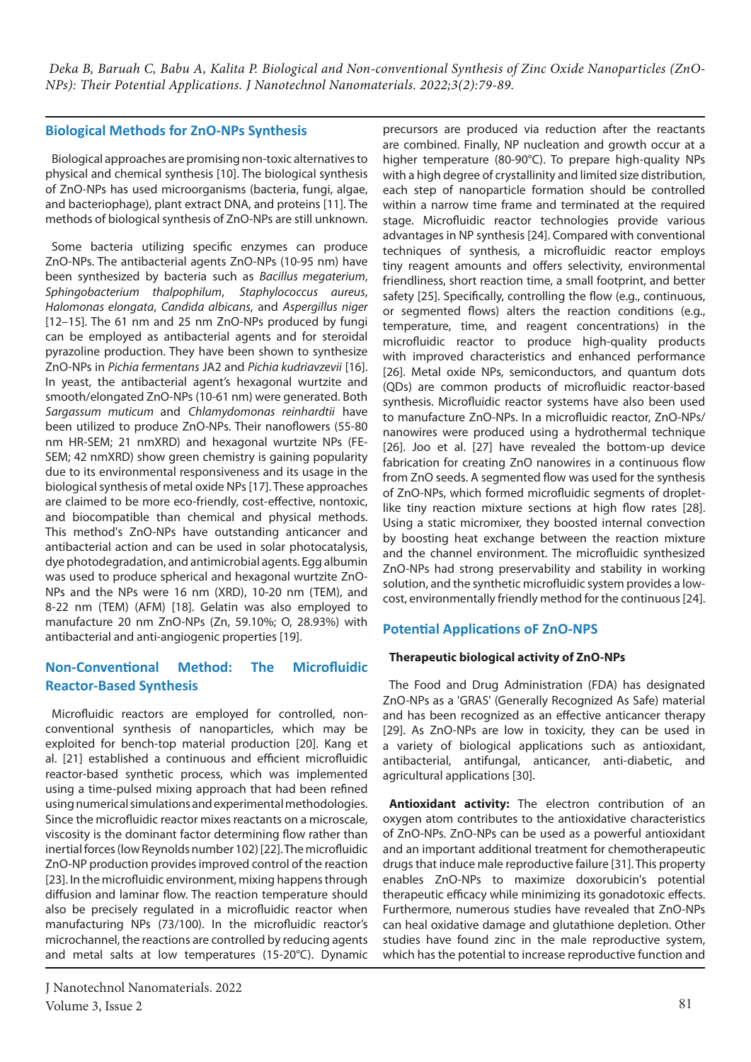## Biological Methods for ZnO-NPs Synthesis

Biological approaches are promising non-toxic alternatives to physical and chemical synthesis [10]. The biological synthesis of ZnO-NPs has used microorganisms (bacteria, fungi, algae, and bacteriophage), plant extract DNA, and proteins [11]. The methods of biological synthesis of ZnO-NPs are still unknown.

Some bacteria utilizing specific enzymes can produce ZnO-NPs. The antibacterial agents ZnO-NPs (10-95 nm) have been synthesized by bacteria such as *Bacillus megaterium*, *Sphingobacterium thalpophilum*, *Staphylococcus aureus*, *Halomonas elongata*, *Candida albicans*, and *Aspergillus niger* [12–15]. The 61 nm and 25 nm ZnO-NPs produced by fungi can be employed as antibacterial agents and for steroidal pyrazoline production. They have been shown to synthesize ZnO-NPs in *Pichia fermentans* JA2 and *Pichia kudriavzevii* [16]. In yeast, the antibacterial agent's hexagonal wurtzite and smooth/elongated ZnO-NPs (10-61 nm) were generated. Both *Sargassum muticum* and *Chlamydomonas reinhardtii* have been utilized to produce ZnO-NPs. Their nanoflowers (55-80 nm HR-SEM; 21 nmXRD) and hexagonal wurtzite NPs (FE-SEM; 42 nmXRD) show green chemistry is gaining popularity due to its environmental responsiveness and its usage in the biological synthesis of metal oxide NPs [17]. These approaches are claimed to be more eco-friendly, cost-effective, nontoxic, and biocompatible than chemical and physical methods. This method's ZnO-NPs have outstanding anticancer and antibacterial action and can be used in solar photocatalysis, dye photodegradation, and antimicrobial agents. Egg albumin was used to produce spherical and hexagonal wurtzite ZnO-NPs and the NPs were 16 nm (XRD), 10-20 nm (TEM), and 8-22 nm (TEM) (AFM) [18]. Gelatin was also employed to manufacture 20 nm ZnO-NPs (Zn, 59.10%; O, 28.93%) with antibacterial and anti-angiogenic properties [19].

## Non-Conventional Method: The Microfluidic Reactor-Based Synthesis

Microfluidic reactors are employed for controlled, non-conventional synthesis of nanoparticles, which may be exploited for bench-top material production [20]. Kang et al. [21] established a continuous and efficient microfluidic reactor-based synthetic process, which was implemented using a time-pulsed mixing approach that had been refined using numerical simulations and experimental methodologies. Since the microfluidic reactor mixes reactants on a microscale, viscosity is the dominant factor determining flow rather than inertial forces (low Reynolds number 102) [22]. The microfluidic ZnO-NP production provides improved control of the reaction [23]. In the microfluidic environment, mixing happens through diffusion and laminar flow. The reaction temperature should also be precisely regulated in a microfluidic reactor when manufacturing NPs (73/100). In the microfluidic reactor's microchannel, the reactions are controlled by reducing agents and metal salts at low temperatures (15-20°C). Dynamic precursors are produced via reduction after the reactants are combined. Finally, NP nucleation and growth occur at a higher temperature (80-90°C). To prepare high-quality NPs with a high degree of crystallinity and limited size distribution, each step of nanoparticle formation should be controlled within a narrow time frame and terminated at the required stage. Microfluidic reactor technologies provide various advantages in NP synthesis [24]. Compared with conventional techniques of synthesis, a microfluidic reactor employs tiny reagent amounts and offers selectivity, environmental friendliness, short reaction time, a small footprint, and better safety [25]. Specifically, controlling the flow (e.g., continuous, or segmented flows) alters the reaction conditions (e.g., temperature, time, and reagent concentrations) in the microfluidic reactor to produce high-quality products with improved characteristics and enhanced performance [26]. Metal oxide NPs, semiconductors, and quantum dots (QDs) are common products of microfluidic reactor-based synthesis. Microfluidic reactor systems have also been used to manufacture ZnO-NPs. In a microfluidic reactor, ZnO-NPs/nanowires were produced using a hydrothermal technique [26]. Joo et al. [27] have revealed the bottom-up device fabrication for creating ZnO nanowires in a continuous flow from ZnO seeds. A segmented flow was used for the synthesis of ZnO-NPs, which formed microfluidic segments of droplet-like tiny reaction mixture sections at high flow rates [28]. Using a static micromixer, they boosted internal convection by boosting heat exchange between the reaction mixture and the channel environment. The microfluidic synthesized ZnO-NPs had strong preservability and stability in working solution, and the synthetic microfluidic system provides a low-cost, environmentally friendly method for the continuous [24].

## Potential Applications oF ZnO-NPS

### Therapeutic biological activity of ZnO-NPs

The Food and Drug Administration (FDA) has designated ZnO-NPs as a 'GRAS' (Generally Recognized As Safe) material and has been recognized as an effective anticancer therapy [29]. As ZnO-NPs are low in toxicity, they can be used in a variety of biological applications such as antioxidant, antibacterial, antifungal, anticancer, anti-diabetic, and agricultural applications [30].

**Antioxidant activity:** The electron contribution of an oxygen atom contributes to the antioxidative characteristics of ZnO-NPs. ZnO-NPs can be used as a powerful antioxidant and an important additional treatment for chemotherapeutic drugs that induce male reproductive failure [31]. This property enables ZnO-NPs to maximize doxorubicin's potential therapeutic efficacy while minimizing its gonadotoxic effects. Furthermore, numerous studies have revealed that ZnO-NPs can heal oxidative damage and glutathione depletion. Other studies have found zinc in the male reproductive system, which has the potential to increase reproductive function and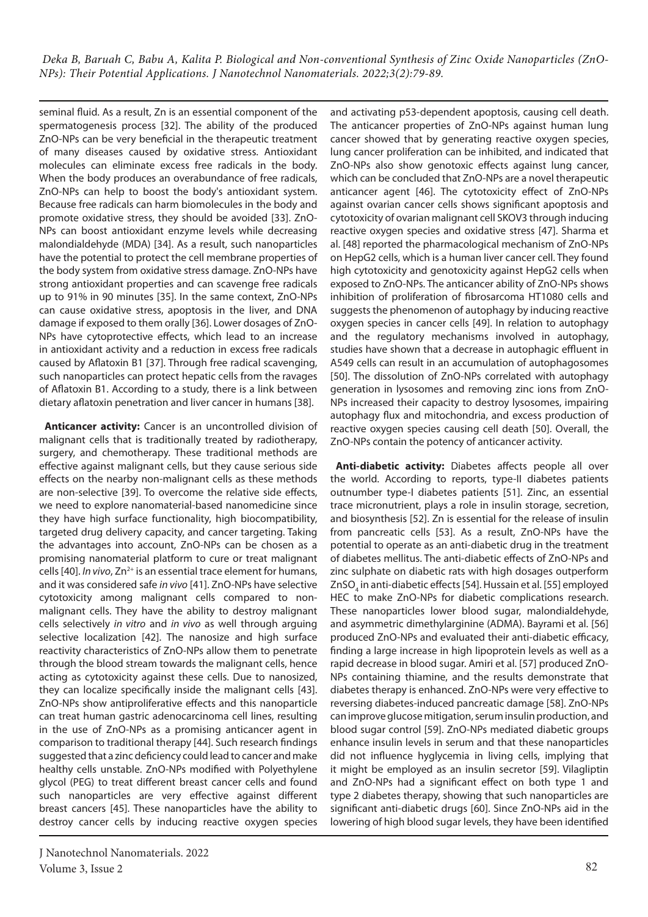seminal fluid. As a result, Zn is an essential component of the spermatogenesis process [32]. The ability of the produced ZnO-NPs can be very beneficial in the therapeutic treatment of many diseases caused by oxidative stress. Antioxidant molecules can eliminate excess free radicals in the body. When the body produces an overabundance of free radicals, ZnO-NPs can help to boost the body's antioxidant system. Because free radicals can harm biomolecules in the body and promote oxidative stress, they should be avoided [33]. ZnO-NPs can boost antioxidant enzyme levels while decreasing malondialdehyde (MDA) [34]. As a result, such nanoparticles have the potential to protect the cell membrane properties of the body system from oxidative stress damage. ZnO-NPs have strong antioxidant properties and can scavenge free radicals up to 91% in 90 minutes [35]. In the same context, ZnO-NPs can cause oxidative stress, apoptosis in the liver, and DNA damage if exposed to them orally [36]. Lower dosages of ZnO-NPs have cytoprotective effects, which lead to an increase in antioxidant activity and a reduction in excess free radicals caused by Aflatoxin B1 [37]. Through free radical scavenging, such nanoparticles can protect hepatic cells from the ravages of Aflatoxin B1. According to a study, there is a link between dietary aflatoxin penetration and liver cancer in humans [38].

**Anticancer activity:** Cancer is an uncontrolled division of malignant cells that is traditionally treated by radiotherapy, surgery, and chemotherapy. These traditional methods are effective against malignant cells, but they cause serious side effects on the nearby non-malignant cells as these methods are non-selective [39]. To overcome the relative side effects, we need to explore nanomaterial-based nanomedicine since they have high surface functionality, high biocompatibility, targeted drug delivery capacity, and cancer targeting. Taking the advantages into account, ZnO-NPs can be chosen as a promising nanomaterial platform to cure or treat malignant cells [40]. *In vivo*, $Zn^{2+}$ is an essential trace element for humans, and it was considered safe *in vivo* [41]. ZnO-NPs have selective cytotoxicity among malignant cells compared to non-malignant cells. They have the ability to destroy malignant cells selectively *in vitro* and *in vivo* as well through arguing selective localization [42]. The nanosize and high surface reactivity characteristics of ZnO-NPs allow them to penetrate through the blood stream towards the malignant cells, hence acting as cytotoxicity against these cells. Due to nanosized, they can localize specifically inside the malignant cells [43]. ZnO-NPs show antiproliferative effects and this nanoparticle can treat human gastric adenocarcinoma cell lines, resulting in the use of ZnO-NPs as a promising anticancer agent in comparison to traditional therapy [44]. Such research findings suggested that a zinc deficiency could lead to cancer and make healthy cells unstable. ZnO-NPs modified with Polyethylene glycol (PEG) to treat different breast cancer cells and found such nanoparticles are very effective against different breast cancers [45]. These nanoparticles have the ability to destroy cancer cells by inducing reactive oxygen species and activating p53-dependent apoptosis, causing cell death. The anticancer properties of ZnO-NPs against human lung cancer showed that by generating reactive oxygen species, lung cancer proliferation can be inhibited, and indicated that ZnO-NPs also show genotoxic effects against lung cancer, which can be concluded that ZnO-NPs are a novel therapeutic anticancer agent [46]. The cytotoxicity effect of ZnO-NPs against ovarian cancer cells shows significant apoptosis and cytotoxicity of ovarian malignant cell SKOV3 through inducing reactive oxygen species and oxidative stress [47]. Sharma et al. [48] reported the pharmacological mechanism of ZnO-NPs on HepG2 cells, which is a human liver cancer cell. They found high cytotoxicity and genotoxicity against HepG2 cells when exposed to ZnO-NPs. The anticancer ability of ZnO-NPs shows inhibition of proliferation of fibrosarcoma HT1080 cells and suggests the phenomenon of autophagy by inducing reactive oxygen species in cancer cells [49]. In relation to autophagy and the regulatory mechanisms involved in autophagy, studies have shown that a decrease in autophagic effluent in A549 cells can result in an accumulation of autophagosomes [50]. The dissolution of ZnO-NPs correlated with autophagy generation in lysosomes and removing zinc ions from ZnO-NPs increased their capacity to destroy lysosomes, impairing autophagy flux and mitochondria, and excess production of reactive oxygen species causing cell death [50]. Overall, the ZnO-NPs contain the potency of anticancer activity.

**Anti-diabetic activity:** Diabetes affects people all over the world. According to reports, type-II diabetes patients outnumber type-I diabetes patients [51]. Zinc, an essential trace micronutrient, plays a role in insulin storage, secretion, and biosynthesis [52]. Zn is essential for the release of insulin from pancreatic cells [53]. As a result, ZnO-NPs have the potential to operate as an anti-diabetic drug in the treatment of diabetes mellitus. The anti-diabetic effects of ZnO-NPs and zinc sulphate on diabetic rats with high dosages outperform $ZnSO_4$ in anti-diabetic effects [54]. Hussain et al. [55] employed HEC to make ZnO-NPs for diabetic complications research. These nanoparticles lower blood sugar, malondialdehyde, and asymmetric dimethylarginine (ADMA). Bayrami et al. [56] produced ZnO-NPs and evaluated their anti-diabetic efficacy, finding a large increase in high lipoprotein levels as well as a rapid decrease in blood sugar. Amiri et al. [57] produced ZnO-NPs containing thiamine, and the results demonstrate that diabetes therapy is enhanced. ZnO-NPs were very effective to reversing diabetes-induced pancreatic damage [58]. ZnO-NPs can improve glucose mitigation, serum insulin production, and blood sugar control [59]. ZnO-NPs mediated diabetic groups enhance insulin levels in serum and that these nanoparticles did not influence hyglycemia in living cells, implying that it might be employed as an insulin secretor [59]. Vilagliptin and ZnO-NPs had a significant effect on both type 1 and type 2 diabetes therapy, showing that such nanoparticles are significant anti-diabetic drugs [60]. Since ZnO-NPs aid in the lowering of high blood sugar levels, they have been identified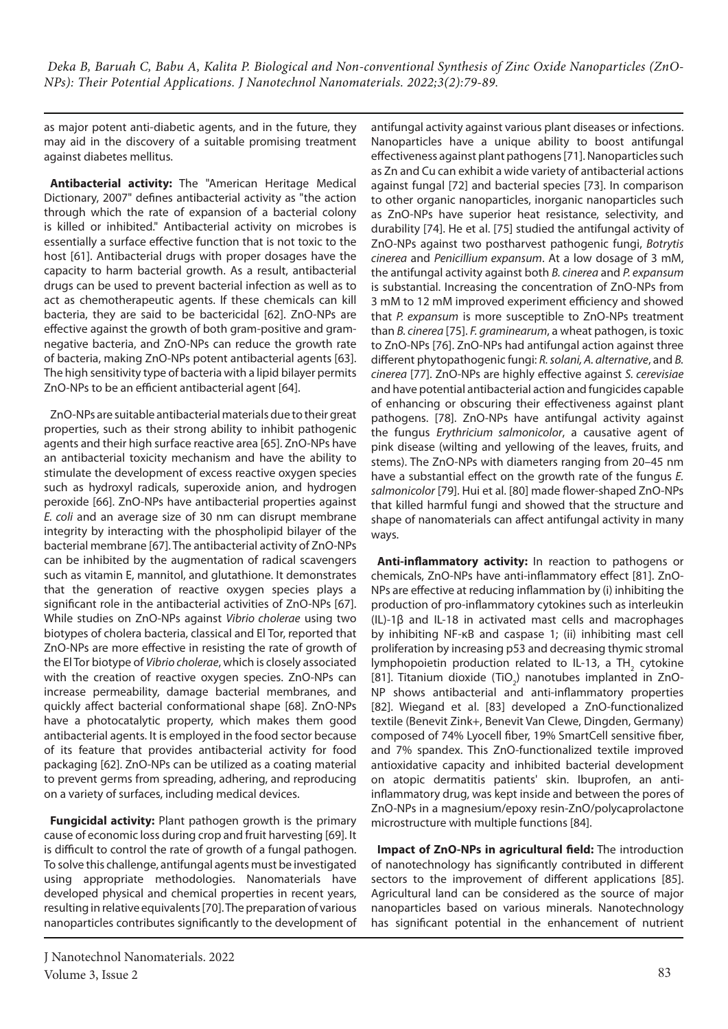as major potent anti-diabetic agents, and in the future, they may aid in the discovery of a suitable promising treatment against diabetes mellitus.

**Antibacterial activity:** The "American Heritage Medical Dictionary, 2007" defines antibacterial activity as "the action through which the rate of expansion of a bacterial colony is killed or inhibited." Antibacterial activity on microbes is essentially a surface effective function that is not toxic to the host [61]. Antibacterial drugs with proper dosages have the capacity to harm bacterial growth. As a result, antibacterial drugs can be used to prevent bacterial infection as well as to act as chemotherapeutic agents. If these chemicals can kill bacteria, they are said to be bactericidal [62]. ZnO-NPs are effective against the growth of both gram-positive and gram-negative bacteria, and ZnO-NPs can reduce the growth rate of bacteria, making ZnO-NPs potent antibacterial agents [63]. The high sensitivity type of bacteria with a lipid bilayer permits ZnO-NPs to be an efficient antibacterial agent [64].

ZnO-NPs are suitable antibacterial materials due to their great properties, such as their strong ability to inhibit pathogenic agents and their high surface reactive area [65]. ZnO-NPs have an antibacterial toxicity mechanism and have the ability to stimulate the development of excess reactive oxygen species such as hydroxyl radicals, superoxide anion, and hydrogen peroxide [66]. ZnO-NPs have antibacterial properties against *E. coli* and an average size of 30 nm can disrupt membrane integrity by interacting with the phospholipid bilayer of the bacterial membrane [67]. The antibacterial activity of ZnO-NPs can be inhibited by the augmentation of radical scavengers such as vitamin E, mannitol, and glutathione. It demonstrates that the generation of reactive oxygen species plays a significant role in the antibacterial activities of ZnO-NPs [67]. While studies on ZnO-NPs against *Vibrio cholerae* using two biotypes of cholera bacteria, classical and El Tor, reported that ZnO-NPs are more effective in resisting the rate of growth of the El Tor biotype of *Vibrio cholerae*, which is closely associated with the creation of reactive oxygen species. ZnO-NPs can increase permeability, damage bacterial membranes, and quickly affect bacterial conformational shape [68]. ZnO-NPs have a photocatalytic property, which makes them good antibacterial agents. It is employed in the food sector because of its feature that provides antibacterial activity for food packaging [62]. ZnO-NPs can be utilized as a coating material to prevent germs from spreading, adhering, and reproducing on a variety of surfaces, including medical devices.

**Fungicidal activity:** Plant pathogen growth is the primary cause of economic loss during crop and fruit harvesting [69]. It is difficult to control the rate of growth of a fungal pathogen. To solve this challenge, antifungal agents must be investigated using appropriate methodologies. Nanomaterials have developed physical and chemical properties in recent years, resulting in relative equivalents [70]. The preparation of various nanoparticles contributes significantly to the development of antifungal activity against various plant diseases or infections. Nanoparticles have a unique ability to boost antifungal effectiveness against plant pathogens [71]. Nanoparticles such as Zn and Cu can exhibit a wide variety of antibacterial actions against fungal [72] and bacterial species [73]. In comparison to other organic nanoparticles, inorganic nanoparticles such as ZnO-NPs have superior heat resistance, selectivity, and durability [74]. He et al. [75] studied the antifungal activity of ZnO-NPs against two postharvest pathogenic fungi, *Botrytis cinerea* and *Penicillium expansum*. At a low dosage of 3 mM, the antifungal activity against both *B. cinerea* and *P. expansum* is substantial. Increasing the concentration of ZnO-NPs from 3 mM to 12 mM improved experiment efficiency and showed that *P. expansum* is more susceptible to ZnO-NPs treatment than *B. cinerea* [75]. *F. graminearum*, a wheat pathogen, is toxic to ZnO-NPs [76]. ZnO-NPs had antifungal action against three different phytopathogenic fungi: *R. solani, A. alternative*, and *B. cinerea* [77]. ZnO-NPs are highly effective against *S. cerevisiae* and have potential antibacterial action and fungicides capable of enhancing or obscuring their effectiveness against plant pathogens. [78]. ZnO-NPs have antifungal activity against the fungus *Erythricium salmonicolor*, a causative agent of pink disease (wilting and yellowing of the leaves, fruits, and stems). The ZnO-NPs with diameters ranging from 20–45 nm have a substantial effect on the growth rate of the fungus *E. salmonicolor* [79]. Hui et al. [80] made flower-shaped ZnO-NPs that killed harmful fungi and showed that the structure and shape of nanomaterials can affect antifungal activity in many ways.

**Anti-inflammatory activity:** In reaction to pathogens or chemicals, ZnO-NPs have anti-inflammatory effect [81]. ZnO-NPs are effective at reducing inflammation by (i) inhibiting the production of pro-inflammatory cytokines such as interleukin (IL)-1β and IL-18 in activated mast cells and macrophages by inhibiting NF-κB and caspase 1; (ii) inhibiting mast cell proliferation by increasing p53 and decreasing thymic stromal lymphopoietin production related to IL-13, a $TH_2$ cytokine [81]. Titanium dioxide ($TiO_2$) nanotubes implanted in ZnO-NP shows antibacterial and anti-inflammatory properties [82]. Wiegand et al. [83] developed a ZnO-functionalized textile (Benevit Zink+, Benevit Van Clewe, Dingden, Germany) composed of 74% Lyocell fiber, 19% SmartCell sensitive fiber, and 7% spandex. This ZnO-functionalized textile improved antioxidative capacity and inhibited bacterial development on atopic dermatitis patients' skin. Ibuprofen, an anti-inflammatory drug, was kept inside and between the pores of ZnO-NPs in a magnesium/epoxy resin-ZnO/polycaprolactone microstructure with multiple functions [84].

**Impact of ZnO-NPs in agricultural field:** The introduction of nanotechnology has significantly contributed in different sectors to the improvement of different applications [85]. Agricultural land can be considered as the source of major nanoparticles based on various minerals. Nanotechnology has significant potential in the enhancement of nutrient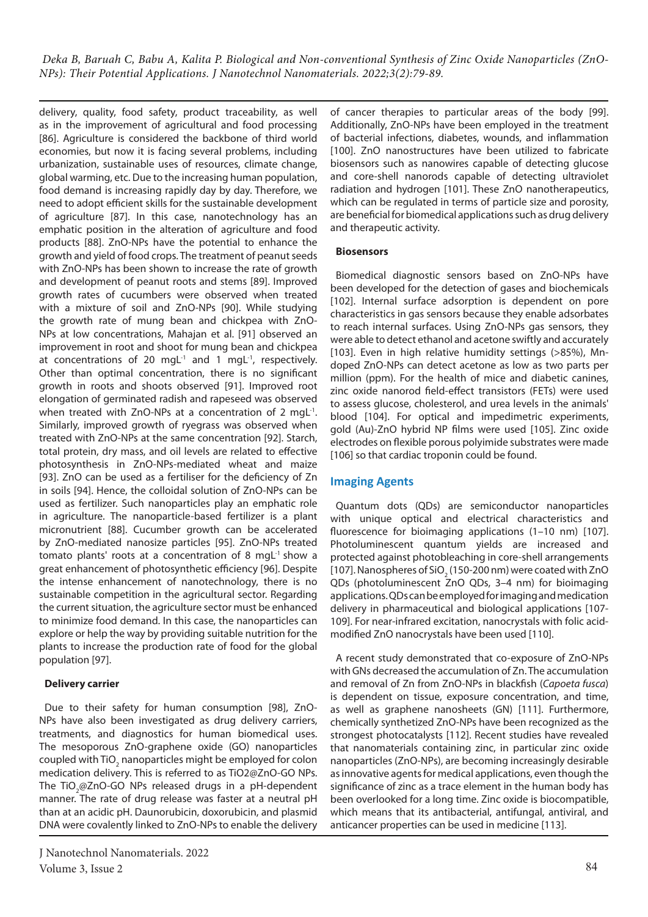delivery, quality, food safety, product traceability, as well as in the improvement of agricultural and food processing [86]. Agriculture is considered the backbone of third world economies, but now it is facing several problems, including urbanization, sustainable uses of resources, climate change, global warming, etc. Due to the increasing human population, food demand is increasing rapidly day by day. Therefore, we need to adopt efficient skills for the sustainable development of agriculture [87]. In this case, nanotechnology has an emphatic position in the alteration of agriculture and food products [88]. ZnO-NPs have the potential to enhance the growth and yield of food crops. The treatment of peanut seeds with ZnO-NPs has been shown to increase the rate of growth and development of peanut roots and stems [89]. Improved growth rates of cucumbers were observed when treated with a mixture of soil and ZnO-NPs [90]. While studying the growth rate of mung bean and chickpea with ZnO-NPs at low concentrations, Mahajan et al. [91] observed an improvement in root and shoot for mung bean and chickpea at concentrations of 20 $mgL^{-1}$ and 1 $mgL^{-1}$, respectively. Other than optimal concentration, there is no significant growth in roots and shoots observed [91]. Improved root elongation of germinated radish and rapeseed was observed when treated with ZnO-NPs at a concentration of 2 $mgL^{-1}$. Similarly, improved growth of ryegrass was observed when treated with ZnO-NPs at the same concentration [92]. Starch, total protein, dry mass, and oil levels are related to effective photosynthesis in ZnO-NPs-mediated wheat and maize [93]. ZnO can be used as a fertiliser for the deficiency of Zn in soils [94]. Hence, the colloidal solution of ZnO-NPs can be used as fertilizer. Such nanoparticles play an emphatic role in agriculture. The nanoparticle-based fertilizer is a plant micronutrient [88]. Cucumber growth can be accelerated by ZnO-mediated nanosize particles [95]. ZnO-NPs treated tomato plants' roots at a concentration of 8 $mgL^{-1}$ show a great enhancement of photosynthetic efficiency [96]. Despite the intense enhancement of nanotechnology, there is no sustainable competition in the agricultural sector. Regarding the current situation, the agriculture sector must be enhanced to minimize food demand. In this case, the nanoparticles can explore or help the way by providing suitable nutrition for the plants to increase the production rate of food for the global population [97].

### Delivery carrier

Due to their safety for human consumption [98], ZnO-NPs have also been investigated as drug delivery carriers, treatments, and diagnostics for human biomedical uses. The mesoporous ZnO-graphene oxide (GO) nanoparticles coupled with $TiO_2$ nanoparticles might be employed for colon medication delivery. This is referred to as TiO2@ZnO-GO NPs. The $TiO_2$@ZnO-GO NPs released drugs in a pH-dependent manner. The rate of drug release was faster at a neutral pH than at an acidic pH. Daunorubicin, doxorubicin, and plasmid DNA were covalently linked to ZnO-NPs to enable the delivery of cancer therapies to particular areas of the body [99]. Additionally, ZnO-NPs have been employed in the treatment of bacterial infections, diabetes, wounds, and inflammation [100]. ZnO nanostructures have been utilized to fabricate biosensors such as nanowires capable of detecting glucose and core-shell nanorods capable of detecting ultraviolet radiation and hydrogen [101]. These ZnO nanotherapeutics, which can be regulated in terms of particle size and porosity, are beneficial for biomedical applications such as drug delivery and therapeutic activity.

### Biosensors

Biomedical diagnostic sensors based on ZnO-NPs have been developed for the detection of gases and biochemicals [102]. Internal surface adsorption is dependent on pore characteristics in gas sensors because they enable adsorbates to reach internal surfaces. Using ZnO-NPs gas sensors, they were able to detect ethanol and acetone swiftly and accurately [103]. Even in high relative humidity settings (>85%), Mn-doped ZnO-NPs can detect acetone as low as two parts per million (ppm). For the health of mice and diabetic canines, zinc oxide nanorod field-effect transistors (FETs) were used to assess glucose, cholesterol, and urea levels in the animals' blood [104]. For optical and impedimetric experiments, gold (Au)-ZnO hybrid NP films were used [105]. Zinc oxide electrodes on flexible porous polyimide substrates were made [106] so that cardiac troponin could be found.

## Imaging Agents

Quantum dots (QDs) are semiconductor nanoparticles with unique optical and electrical characteristics and fluorescence for bioimaging applications (1–10 nm) [107]. Photoluminescent quantum yields are increased and protected against photobleaching in core-shell arrangements [107]. Nanospheres of $SiO_2$ (150-200 nm) were coated with ZnO QDs (photoluminescent ZnO QDs, 3–4 nm) for bioimaging applications. QDs can be employed for imaging and medication delivery in pharmaceutical and biological applications [107-109]. For near-infrared excitation, nanocrystals with folic acid-modified ZnO nanocrystals have been used [110].

A recent study demonstrated that co-exposure of ZnO-NPs with GNs decreased the accumulation of Zn. The accumulation and removal of Zn from ZnO-NPs in blackfish (*Capoeta fusca*) is dependent on tissue, exposure concentration, and time, as well as graphene nanosheets (GN) [111]. Furthermore, chemically synthetized ZnO-NPs have been recognized as the strongest photocatalysts [112]. Recent studies have revealed that nanomaterials containing zinc, in particular zinc oxide nanoparticles (ZnO-NPs), are becoming increasingly desirable as innovative agents for medical applications, even though the significance of zinc as a trace element in the human body has been overlooked for a long time. Zinc oxide is biocompatible, which means that its antibacterial, antifungal, antiviral, and anticancer properties can be used in medicine [113].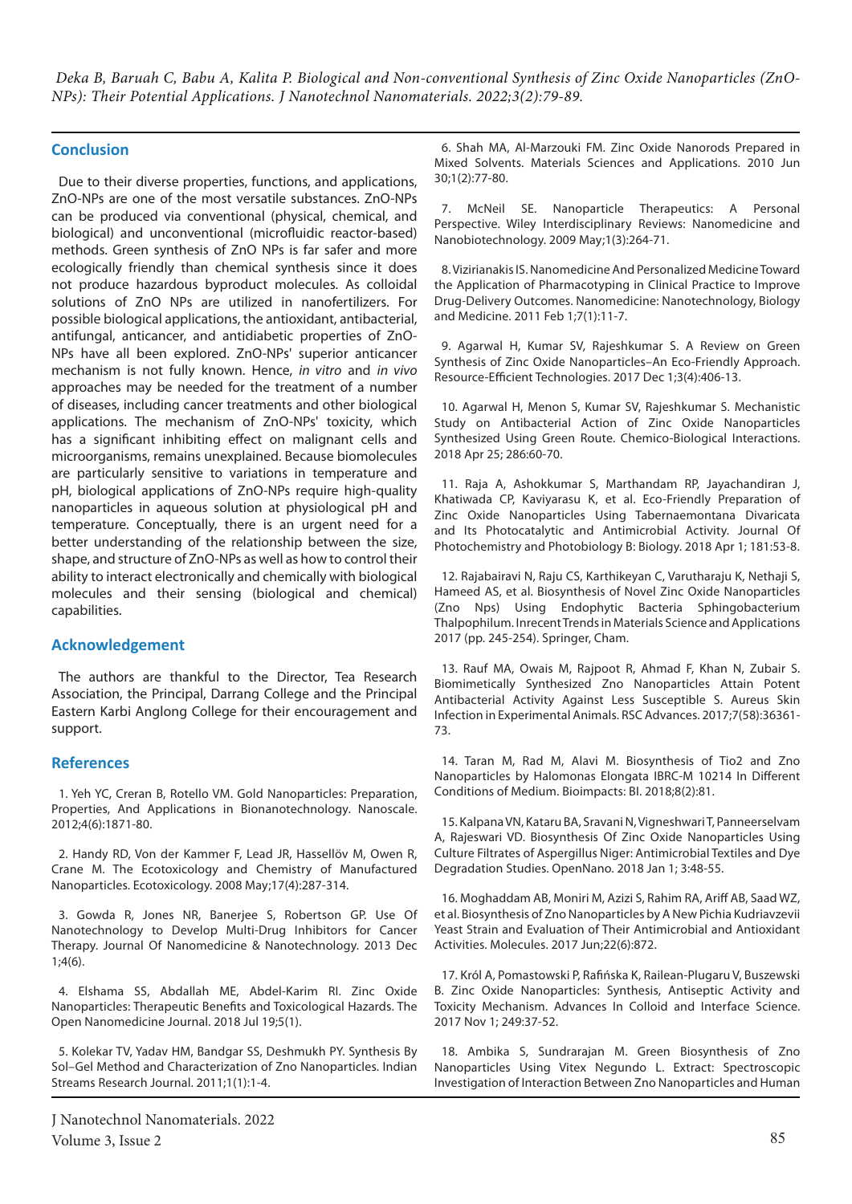## Conclusion

Due to their diverse properties, functions, and applications, ZnO-NPs are one of the most versatile substances. ZnO-NPs can be produced via conventional (physical, chemical, and biological) and unconventional (microfluidic reactor-based) methods. Green synthesis of ZnO NPs is far safer and more ecologically friendly than chemical synthesis since it does not produce hazardous byproduct molecules. As colloidal solutions of ZnO NPs are utilized in nanofertilizers. For possible biological applications, the antioxidant, antibacterial, antifungal, anticancer, and antidiabetic properties of ZnO-NPs have all been explored. ZnO-NPs' superior anticancer mechanism is not fully known. Hence, *in vitro* and *in vivo* approaches may be needed for the treatment of a number of diseases, including cancer treatments and other biological applications. The mechanism of ZnO-NPs' toxicity, which has a significant inhibiting effect on malignant cells and microorganisms, remains unexplained. Because biomolecules are particularly sensitive to variations in temperature and pH, biological applications of ZnO-NPs require high-quality nanoparticles in aqueous solution at physiological pH and temperature. Conceptually, there is an urgent need for a better understanding of the relationship between the size, shape, and structure of ZnO-NPs as well as how to control their ability to interact electronically and chemically with biological molecules and their sensing (biological and chemical) capabilities.

## Acknowledgement

The authors are thankful to the Director, Tea Research Association, the Principal, Darrang College and the Principal Eastern Karbi Anglong College for their encouragement and support.

## References

1. Yeh YC, Creran B, Rotello VM. Gold Nanoparticles: Preparation, Properties, And Applications in Bionanotechnology. Nanoscale. 2012;4(6):1871-80.

2. Handy RD, Von der Kammer F, Lead JR, Hassellöv M, Owen R, Crane M. The Ecotoxicology and Chemistry of Manufactured Nanoparticles. Ecotoxicology. 2008 May;17(4):287-314.

3. Gowda R, Jones NR, Banerjee S, Robertson GP. Use Of Nanotechnology to Develop Multi-Drug Inhibitors for Cancer Therapy. Journal Of Nanomedicine & Nanotechnology. 2013 Dec 1;4(6).

4. Elshama SS, Abdallah ME, Abdel-Karim RI. Zinc Oxide Nanoparticles: Therapeutic Benefits and Toxicological Hazards. The Open Nanomedicine Journal. 2018 Jul 19;5(1).

5. Kolekar TV, Yadav HM, Bandgar SS, Deshmukh PY. Synthesis By Sol–Gel Method and Characterization of Zno Nanoparticles. Indian Streams Research Journal. 2011;1(1):1-4.

6. Shah MA, Al-Marzouki FM. Zinc Oxide Nanorods Prepared in Mixed Solvents. Materials Sciences and Applications. 2010 Jun 30;1(2):77-80.

7. McNeil SE. Nanoparticle Therapeutics: A Personal Perspective. Wiley Interdisciplinary Reviews: Nanomedicine and Nanobiotechnology. 2009 May;1(3):264-71.

8. Vizirianakis IS. Nanomedicine And Personalized Medicine Toward the Application of Pharmacotyping in Clinical Practice to Improve Drug-Delivery Outcomes. Nanomedicine: Nanotechnology, Biology and Medicine. 2011 Feb 1;7(1):11-7.

9. Agarwal H, Kumar SV, Rajeshkumar S. A Review on Green Synthesis of Zinc Oxide Nanoparticles–An Eco-Friendly Approach. Resource-Efficient Technologies. 2017 Dec 1;3(4):406-13.

10. Agarwal H, Menon S, Kumar SV, Rajeshkumar S. Mechanistic Study on Antibacterial Action of Zinc Oxide Nanoparticles Synthesized Using Green Route. Chemico-Biological Interactions. 2018 Apr 25; 286:60-70.

11. Raja A, Ashokkumar S, Marthandam RP, Jayachandiran J, Khatiwada CP, Kaviyarasu K, et al. Eco-Friendly Preparation of Zinc Oxide Nanoparticles Using Tabernaemontana Divaricata and Its Photocatalytic and Antimicrobial Activity. Journal Of Photochemistry and Photobiology B: Biology. 2018 Apr 1; 181:53-8.

12. Rajabairavi N, Raju CS, Karthikeyan C, Varutharaju K, Nethaji S, Hameed AS, et al. Biosynthesis of Novel Zinc Oxide Nanoparticles (Zno Nps) Using Endophytic Bacteria Sphingobacterium Thalpophilum. Inrecent Trends in Materials Science and Applications 2017 (pp. 245-254). Springer, Cham.

13. Rauf MA, Owais M, Rajpoot R, Ahmad F, Khan N, Zubair S. Biomimetically Synthesized Zno Nanoparticles Attain Potent Antibacterial Activity Against Less Susceptible S. Aureus Skin Infection in Experimental Animals. RSC Advances. 2017;7(58):36361-73.

14. Taran M, Rad M, Alavi M. Biosynthesis of Tio2 and Zno Nanoparticles by Halomonas Elongata IBRC-M 10214 In Different Conditions of Medium. Bioimpacts: BI. 2018;8(2):81.

15. Kalpana VN, Kataru BA, Sravani N, Vigneshwari T, Panneerselvam A, Rajeswari VD. Biosynthesis Of Zinc Oxide Nanoparticles Using Culture Filtrates of Aspergillus Niger: Antimicrobial Textiles and Dye Degradation Studies. OpenNano. 2018 Jan 1; 3:48-55.

16. Moghaddam AB, Moniri M, Azizi S, Rahim RA, Ariff AB, Saad WZ, et al. Biosynthesis of Zno Nanoparticles by A New Pichia Kudriavzevii Yeast Strain and Evaluation of Their Antimicrobial and Antioxidant Activities. Molecules. 2017 Jun;22(6):872.

17. Król A, Pomastowski P, Rafińska K, Railean-Plugaru V, Buszewski B. Zinc Oxide Nanoparticles: Synthesis, Antiseptic Activity and Toxicity Mechanism. Advances In Colloid and Interface Science. 2017 Nov 1; 249:37-52.

18. Ambika S, Sundrarajan M. Green Biosynthesis of Zno Nanoparticles Using Vitex Negundo L. Extract: Spectroscopic Investigation of Interaction Between Zno Nanoparticles and Human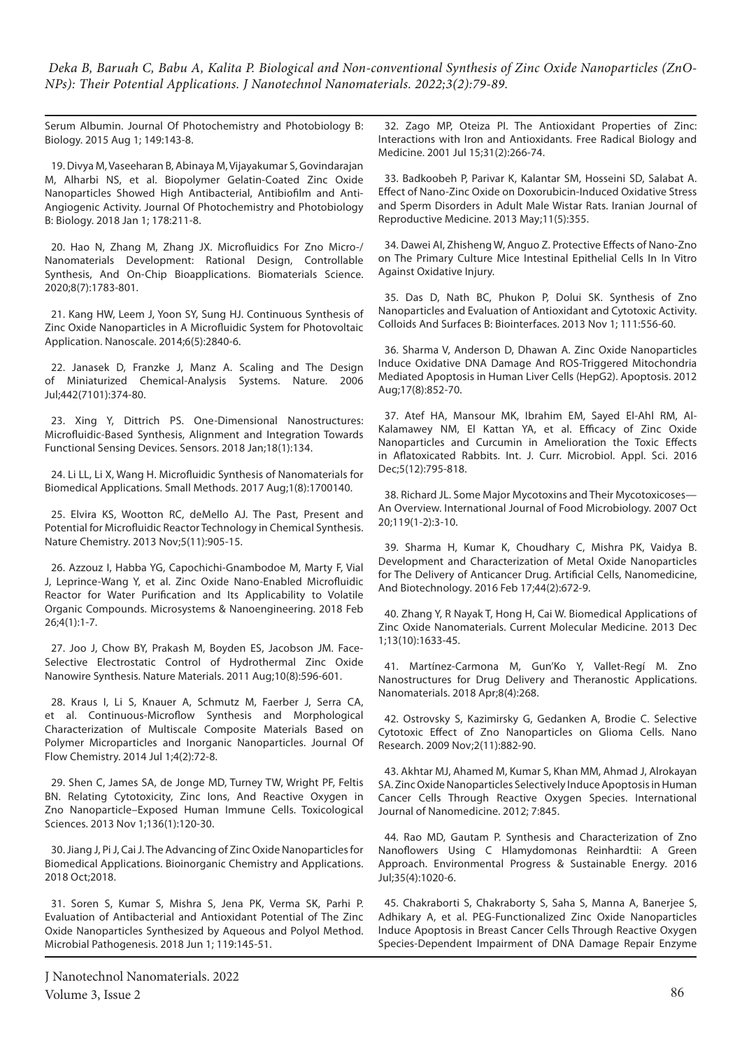Serum Albumin. Journal Of Photochemistry and Photobiology B: Biology. 2015 Aug 1; 149:143-8.

19. Divya M, Vaseeharan B, Abinaya M, Vijayakumar S, Govindarajan M, Alharbi NS, et al. Biopolymer Gelatin-Coated Zinc Oxide Nanoparticles Showed High Antibacterial, Antibiofilm and Anti-Angiogenic Activity. Journal Of Photochemistry and Photobiology B: Biology. 2018 Jan 1; 178:211-8.

20. Hao N, Zhang M, Zhang JX. Microfluidics For Zno Micro-/ Nanomaterials Development: Rational Design, Controllable Synthesis, And On-Chip Bioapplications. Biomaterials Science. 2020;8(7):1783-801.

21. Kang HW, Leem J, Yoon SY, Sung HJ. Continuous Synthesis of Zinc Oxide Nanoparticles in A Microfluidic System for Photovoltaic Application. Nanoscale. 2014;6(5):2840-6.

22. Janasek D, Franzke J, Manz A. Scaling and The Design of Miniaturized Chemical-Analysis Systems. Nature. 2006 Jul;442(7101):374-80.

23. Xing Y, Dittrich PS. One-Dimensional Nanostructures: Microfluidic-Based Synthesis, Alignment and Integration Towards Functional Sensing Devices. Sensors. 2018 Jan;18(1):134.

24. Li LL, Li X, Wang H. Microfluidic Synthesis of Nanomaterials for Biomedical Applications. Small Methods. 2017 Aug;1(8):1700140.

25. Elvira KS, Wootton RC, deMello AJ. The Past, Present and Potential for Microfluidic Reactor Technology in Chemical Synthesis. Nature Chemistry. 2013 Nov;5(11):905-15.

26. Azzouz I, Habba YG, Capochichi-Gnambodoe M, Marty F, Vial J, Leprince-Wang Y, et al. Zinc Oxide Nano-Enabled Microfluidic Reactor for Water Purification and Its Applicability to Volatile Organic Compounds. Microsystems & Nanoengineering. 2018 Feb 26;4(1):1-7.

27. Joo J, Chow BY, Prakash M, Boyden ES, Jacobson JM. Face-Selective Electrostatic Control of Hydrothermal Zinc Oxide Nanowire Synthesis. Nature Materials. 2011 Aug;10(8):596-601.

28. Kraus I, Li S, Knauer A, Schmutz M, Faerber J, Serra CA, et al. Continuous-Microflow Synthesis and Morphological Characterization of Multiscale Composite Materials Based on Polymer Microparticles and Inorganic Nanoparticles. Journal Of Flow Chemistry. 2014 Jul 1;4(2):72-8.

29. Shen C, James SA, de Jonge MD, Turney TW, Wright PF, Feltis BN. Relating Cytotoxicity, Zinc Ions, And Reactive Oxygen in Zno Nanoparticle–Exposed Human Immune Cells. Toxicological Sciences. 2013 Nov 1;136(1):120-30.

30. Jiang J, Pi J, Cai J. The Advancing of Zinc Oxide Nanoparticles for Biomedical Applications. Bioinorganic Chemistry and Applications. 2018 Oct;2018.

31. Soren S, Kumar S, Mishra S, Jena PK, Verma SK, Parhi P. Evaluation of Antibacterial and Antioxidant Potential of The Zinc Oxide Nanoparticles Synthesized by Aqueous and Polyol Method. Microbial Pathogenesis. 2018 Jun 1; 119:145-51.

32. Zago MP, Oteiza PI. The Antioxidant Properties of Zinc: Interactions with Iron and Antioxidants. Free Radical Biology and Medicine. 2001 Jul 15;31(2):266-74.

33. Badkoobeh P, Parivar K, Kalantar SM, Hosseini SD, Salabat A. Effect of Nano-Zinc Oxide on Doxorubicin-Induced Oxidative Stress and Sperm Disorders in Adult Male Wistar Rats. Iranian Journal of Reproductive Medicine. 2013 May;11(5):355.

34. Dawei AI, Zhisheng W, Anguo Z. Protective Effects of Nano-Zno on The Primary Culture Mice Intestinal Epithelial Cells In In Vitro Against Oxidative Injury.

35. Das D, Nath BC, Phukon P, Dolui SK. Synthesis of Zno Nanoparticles and Evaluation of Antioxidant and Cytotoxic Activity. Colloids And Surfaces B: Biointerfaces. 2013 Nov 1; 111:556-60.

36. Sharma V, Anderson D, Dhawan A. Zinc Oxide Nanoparticles Induce Oxidative DNA Damage And ROS-Triggered Mitochondria Mediated Apoptosis in Human Liver Cells (HepG2). Apoptosis. 2012 Aug;17(8):852-70.

37. Atef HA, Mansour MK, Ibrahim EM, Sayed El-Ahl RM, Al-Kalamawey NM, El Kattan YA, et al. Efficacy of Zinc Oxide Nanoparticles and Curcumin in Amelioration the Toxic Effects in Aflatoxicated Rabbits. Int. J. Curr. Microbiol. Appl. Sci. 2016 Dec;5(12):795-818.

38. Richard JL. Some Major Mycotoxins and Their Mycotoxicoses—An Overview. International Journal of Food Microbiology. 2007 Oct 20;119(1-2):3-10.

39. Sharma H, Kumar K, Choudhary C, Mishra PK, Vaidya B. Development and Characterization of Metal Oxide Nanoparticles for The Delivery of Anticancer Drug. Artificial Cells, Nanomedicine, And Biotechnology. 2016 Feb 17;44(2):672-9.

40. Zhang Y, R Nayak T, Hong H, Cai W. Biomedical Applications of Zinc Oxide Nanomaterials. Current Molecular Medicine. 2013 Dec 1;13(10):1633-45.

41. Martínez-Carmona M, Gun'Ko Y, Vallet-Regí M. Zno Nanostructures for Drug Delivery and Theranostic Applications. Nanomaterials. 2018 Apr;8(4):268.

42. Ostrovsky S, Kazimirsky G, Gedanken A, Brodie C. Selective Cytotoxic Effect of Zno Nanoparticles on Glioma Cells. Nano Research. 2009 Nov;2(11):882-90.

43. Akhtar MJ, Ahamed M, Kumar S, Khan MM, Ahmad J, Alrokayan SA. Zinc Oxide Nanoparticles Selectively Induce Apoptosis in Human Cancer Cells Through Reactive Oxygen Species. International Journal of Nanomedicine. 2012; 7:845.

44. Rao MD, Gautam P. Synthesis and Characterization of Zno Nanoflowers Using C Hlamydomonas Reinhardtii: A Green Approach. Environmental Progress & Sustainable Energy. 2016 Jul;35(4):1020-6.

45. Chakraborti S, Chakraborty S, Saha S, Manna A, Banerjee S, Adhikary A, et al. PEG-Functionalized Zinc Oxide Nanoparticles Induce Apoptosis in Breast Cancer Cells Through Reactive Oxygen Species-Dependent Impairment of DNA Damage Repair Enzyme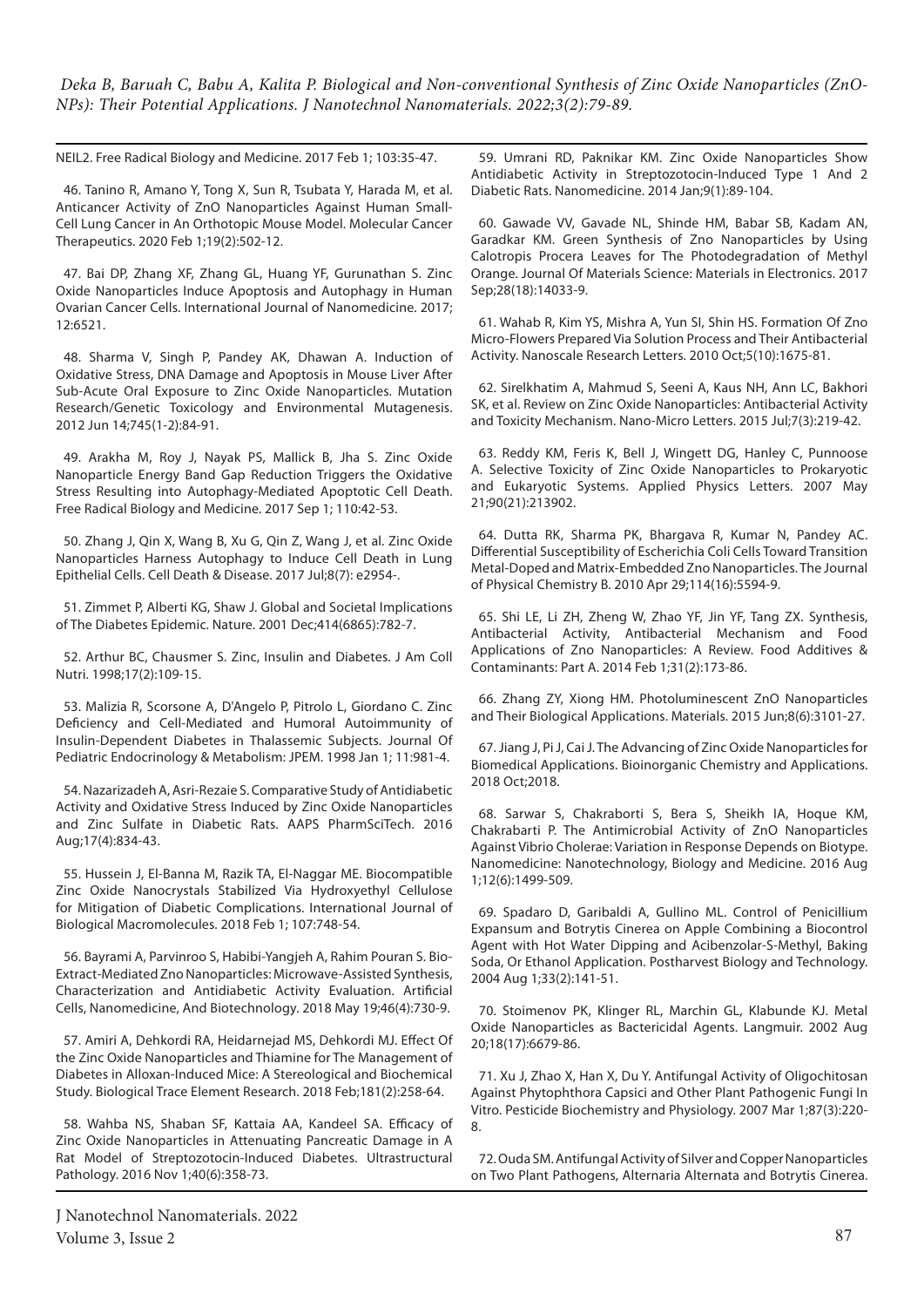NEIL2. Free Radical Biology and Medicine. 2017 Feb 1; 103:35-47.

46. Tanino R, Amano Y, Tong X, Sun R, Tsubata Y, Harada M, et al. Anticancer Activity of ZnO Nanoparticles Against Human Small-Cell Lung Cancer in An Orthotopic Mouse Model. Molecular Cancer Therapeutics. 2020 Feb 1;19(2):502-12.

47. Bai DP, Zhang XF, Zhang GL, Huang YF, Gurunathan S. Zinc Oxide Nanoparticles Induce Apoptosis and Autophagy in Human Ovarian Cancer Cells. International Journal of Nanomedicine. 2017; 12:6521.

48. Sharma V, Singh P, Pandey AK, Dhawan A. Induction of Oxidative Stress, DNA Damage and Apoptosis in Mouse Liver After Sub-Acute Oral Exposure to Zinc Oxide Nanoparticles. Mutation Research/Genetic Toxicology and Environmental Mutagenesis. 2012 Jun 14;745(1-2):84-91.

49. Arakha M, Roy J, Nayak PS, Mallick B, Jha S. Zinc Oxide Nanoparticle Energy Band Gap Reduction Triggers the Oxidative Stress Resulting into Autophagy-Mediated Apoptotic Cell Death. Free Radical Biology and Medicine. 2017 Sep 1; 110:42-53.

50. Zhang J, Qin X, Wang B, Xu G, Qin Z, Wang J, et al. Zinc Oxide Nanoparticles Harness Autophagy to Induce Cell Death in Lung Epithelial Cells. Cell Death & Disease. 2017 Jul;8(7): e2954-.

51. Zimmet P, Alberti KG, Shaw J. Global and Societal Implications of The Diabetes Epidemic. Nature. 2001 Dec;414(6865):782-7.

52. Arthur BC, Chausmer S. Zinc, Insulin and Diabetes. J Am Coll Nutri. 1998;17(2):109-15.

53. Malizia R, Scorsone A, D'Angelo P, Pitrolo L, Giordano C. Zinc Deficiency and Cell-Mediated and Humoral Autoimmunity of Insulin-Dependent Diabetes in Thalassemic Subjects. Journal Of Pediatric Endocrinology & Metabolism: JPEM. 1998 Jan 1; 11:981-4.

54. Nazarizadeh A, Asri-Rezaie S. Comparative Study of Antidiabetic Activity and Oxidative Stress Induced by Zinc Oxide Nanoparticles and Zinc Sulfate in Diabetic Rats. AAPS PharmSciTech. 2016 Aug;17(4):834-43.

55. Hussein J, El-Banna M, Razik TA, El-Naggar ME. Biocompatible Zinc Oxide Nanocrystals Stabilized Via Hydroxyethyl Cellulose for Mitigation of Diabetic Complications. International Journal of Biological Macromolecules. 2018 Feb 1; 107:748-54.

56. Bayrami A, Parvinroo S, Habibi-Yangjeh A, Rahim Pouran S. Bio-Extract-Mediated Zno Nanoparticles: Microwave-Assisted Synthesis, Characterization and Antidiabetic Activity Evaluation. Artificial Cells, Nanomedicine, And Biotechnology. 2018 May 19;46(4):730-9.

57. Amiri A, Dehkordi RA, Heidarnejad MS, Dehkordi MJ. Effect Of the Zinc Oxide Nanoparticles and Thiamine for The Management of Diabetes in Alloxan-Induced Mice: A Stereological and Biochemical Study. Biological Trace Element Research. 2018 Feb;181(2):258-64.

58. Wahba NS, Shaban SF, Kattaia AA, Kandeel SA. Efficacy of Zinc Oxide Nanoparticles in Attenuating Pancreatic Damage in A Rat Model of Streptozotocin-Induced Diabetes. Ultrastructural Pathology. 2016 Nov 1;40(6):358-73.

59. Umrani RD, Paknikar KM. Zinc Oxide Nanoparticles Show Antidiabetic Activity in Streptozotocin-Induced Type 1 And 2 Diabetic Rats. Nanomedicine. 2014 Jan;9(1):89-104.

60. Gawade VV, Gavade NL, Shinde HM, Babar SB, Kadam AN, Garadkar KM. Green Synthesis of Zno Nanoparticles by Using Calotropis Procera Leaves for The Photodegradation of Methyl Orange. Journal Of Materials Science: Materials in Electronics. 2017 Sep;28(18):14033-9.

61. Wahab R, Kim YS, Mishra A, Yun SI, Shin HS. Formation Of Zno Micro-Flowers Prepared Via Solution Process and Their Antibacterial Activity. Nanoscale Research Letters. 2010 Oct;5(10):1675-81.

62. Sirelkhatim A, Mahmud S, Seeni A, Kaus NH, Ann LC, Bakhori SK, et al. Review on Zinc Oxide Nanoparticles: Antibacterial Activity and Toxicity Mechanism. Nano-Micro Letters. 2015 Jul;7(3):219-42.

63. Reddy KM, Feris K, Bell J, Wingett DG, Hanley C, Punnoose A. Selective Toxicity of Zinc Oxide Nanoparticles to Prokaryotic and Eukaryotic Systems. Applied Physics Letters. 2007 May 21;90(21):213902.

64. Dutta RK, Sharma PK, Bhargava R, Kumar N, Pandey AC. Differential Susceptibility of Escherichia Coli Cells Toward Transition Metal-Doped and Matrix-Embedded Zno Nanoparticles. The Journal of Physical Chemistry B. 2010 Apr 29;114(16):5594-9.

65. Shi LE, Li ZH, Zheng W, Zhao YF, Jin YF, Tang ZX. Synthesis, Antibacterial Activity, Antibacterial Mechanism and Food Applications of Zno Nanoparticles: A Review. Food Additives & Contaminants: Part A. 2014 Feb 1;31(2):173-86.

66. Zhang ZY, Xiong HM. Photoluminescent ZnO Nanoparticles and Their Biological Applications. Materials. 2015 Jun;8(6):3101-27.

67. Jiang J, Pi J, Cai J. The Advancing of Zinc Oxide Nanoparticles for Biomedical Applications. Bioinorganic Chemistry and Applications. 2018 Oct;2018.

68. Sarwar S, Chakraborti S, Bera S, Sheikh IA, Hoque KM, Chakrabarti P. The Antimicrobial Activity of ZnO Nanoparticles Against Vibrio Cholerae: Variation in Response Depends on Biotype. Nanomedicine: Nanotechnology, Biology and Medicine. 2016 Aug 1;12(6):1499-509.

69. Spadaro D, Garibaldi A, Gullino ML. Control of Penicillium Expansum and Botrytis Cinerea on Apple Combining a Biocontrol Agent with Hot Water Dipping and Acibenzolar-S-Methyl, Baking Soda, Or Ethanol Application. Postharvest Biology and Technology. 2004 Aug 1;33(2):141-51.

70. Stoimenov PK, Klinger RL, Marchin GL, Klabunde KJ. Metal Oxide Nanoparticles as Bactericidal Agents. Langmuir. 2002 Aug 20;18(17):6679-86.

71. Xu J, Zhao X, Han X, Du Y. Antifungal Activity of Oligochitosan Against Phytophthora Capsici and Other Plant Pathogenic Fungi In Vitro. Pesticide Biochemistry and Physiology. 2007 Mar 1;87(3):220-8.

72. Ouda SM. Antifungal Activity of Silver and Copper Nanoparticles on Two Plant Pathogens, Alternaria Alternata and Botrytis Cinerea.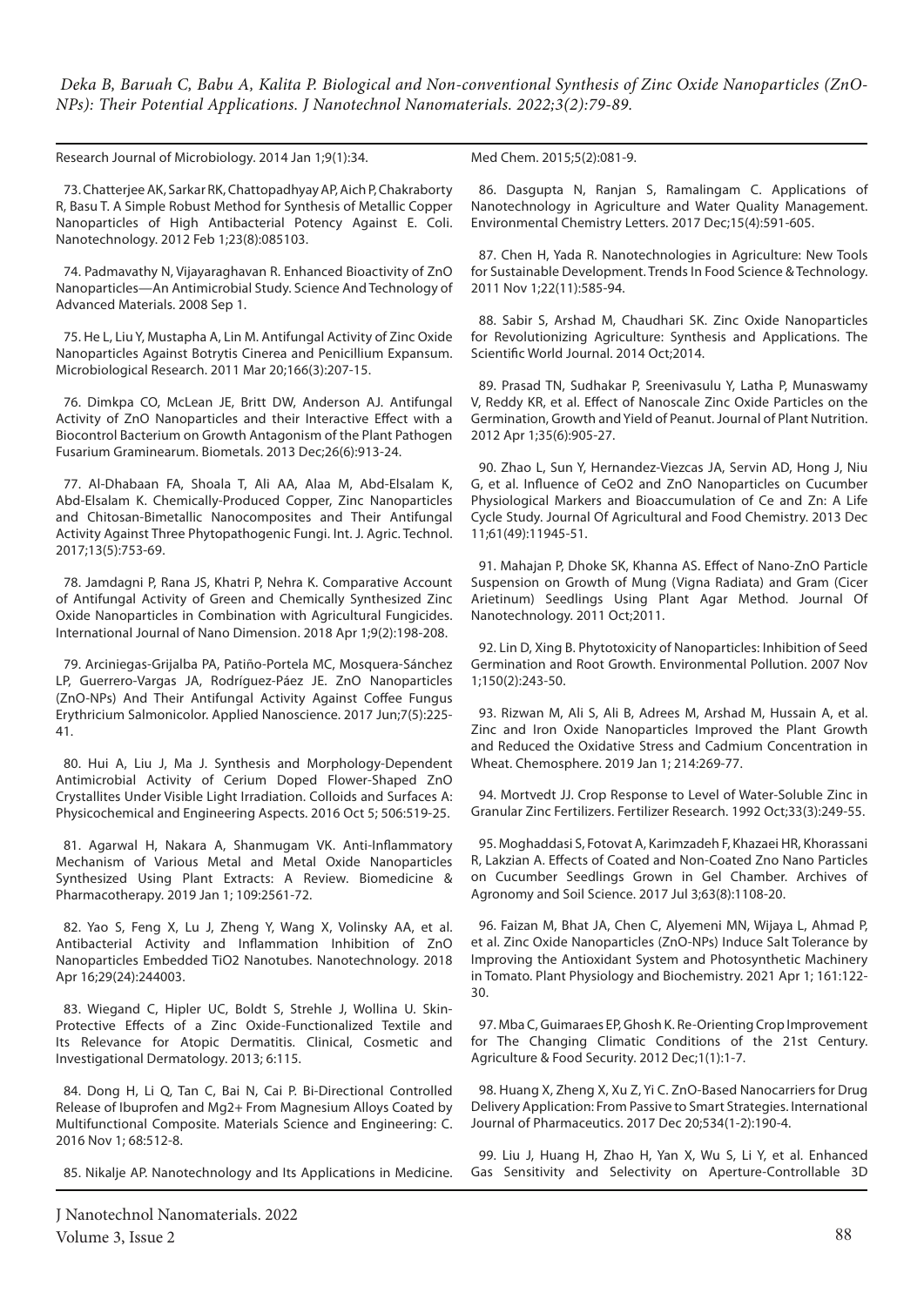Research Journal of Microbiology. 2014 Jan 1;9(1):34.

73. Chatterjee AK, Sarkar RK, Chattopadhyay AP, Aich P, Chakraborty R, Basu T. A Simple Robust Method for Synthesis of Metallic Copper Nanoparticles of High Antibacterial Potency Against E. Coli. Nanotechnology. 2012 Feb 1;23(8):085103.

74. Padmavathy N, Vijayaraghavan R. Enhanced Bioactivity of ZnO Nanoparticles—An Antimicrobial Study. Science And Technology of Advanced Materials. 2008 Sep 1.

75. He L, Liu Y, Mustapha A, Lin M. Antifungal Activity of Zinc Oxide Nanoparticles Against Botrytis Cinerea and Penicillium Expansum. Microbiological Research. 2011 Mar 20;166(3):207-15.

76. Dimkpa CO, McLean JE, Britt DW, Anderson AJ. Antifungal Activity of ZnO Nanoparticles and their Interactive Effect with a Biocontrol Bacterium on Growth Antagonism of the Plant Pathogen Fusarium Graminearum. Biometals. 2013 Dec;26(6):913-24.

77. Al-Dhabaan FA, Shoala T, Ali AA, Alaa M, Abd-Elsalam K, Abd-Elsalam K. Chemically-Produced Copper, Zinc Nanoparticles and Chitosan-Bimetallic Nanocomposites and Their Antifungal Activity Against Three Phytopathogenic Fungi. Int. J. Agric. Technol. 2017;13(5):753-69.

78. Jamdagni P, Rana JS, Khatri P, Nehra K. Comparative Account of Antifungal Activity of Green and Chemically Synthesized Zinc Oxide Nanoparticles in Combination with Agricultural Fungicides. International Journal of Nano Dimension. 2018 Apr 1;9(2):198-208.

79. Arciniegas-Grijalba PA, Patiño-Portela MC, Mosquera-Sánchez LP, Guerrero-Vargas JA, Rodríguez-Páez JE. ZnO Nanoparticles (ZnO-NPs) And Their Antifungal Activity Against Coffee Fungus Erythricium Salmonicolor. Applied Nanoscience. 2017 Jun;7(5):225-41.

80. Hui A, Liu J, Ma J. Synthesis and Morphology-Dependent Antimicrobial Activity of Cerium Doped Flower-Shaped ZnO Crystallites Under Visible Light Irradiation. Colloids and Surfaces A: Physicochemical and Engineering Aspects. 2016 Oct 5; 506:519-25.

81. Agarwal H, Nakara A, Shanmugam VK. Anti-Inflammatory Mechanism of Various Metal and Metal Oxide Nanoparticles Synthesized Using Plant Extracts: A Review. Biomedicine & Pharmacotherapy. 2019 Jan 1; 109:2561-72.

82. Yao S, Feng X, Lu J, Zheng Y, Wang X, Volinsky AA, et al. Antibacterial Activity and Inflammation Inhibition of ZnO Nanoparticles Embedded TiO2 Nanotubes. Nanotechnology. 2018 Apr 16;29(24):244003.

83. Wiegand C, Hipler UC, Boldt S, Strehle J, Wollina U. Skin-Protective Effects of a Zinc Oxide-Functionalized Textile and Its Relevance for Atopic Dermatitis. Clinical, Cosmetic and Investigational Dermatology. 2013; 6:115.

84. Dong H, Li Q, Tan C, Bai N, Cai P. Bi-Directional Controlled Release of Ibuprofen and Mg2+ From Magnesium Alloys Coated by Multifunctional Composite. Materials Science and Engineering: C. 2016 Nov 1; 68:512-8.

85. Nikalje AP. Nanotechnology and Its Applications in Medicine. Med Chem. 2015;5(2):081-9.

86. Dasgupta N, Ranjan S, Ramalingam C. Applications of Nanotechnology in Agriculture and Water Quality Management. Environmental Chemistry Letters. 2017 Dec;15(4):591-605.

87. Chen H, Yada R. Nanotechnologies in Agriculture: New Tools for Sustainable Development. Trends In Food Science & Technology. 2011 Nov 1;22(11):585-94.

88. Sabir S, Arshad M, Chaudhari SK. Zinc Oxide Nanoparticles for Revolutionizing Agriculture: Synthesis and Applications. The Scientific World Journal. 2014 Oct;2014.

89. Prasad TN, Sudhakar P, Sreenivasulu Y, Latha P, Munaswamy V, Reddy KR, et al. Effect of Nanoscale Zinc Oxide Particles on the Germination, Growth and Yield of Peanut. Journal of Plant Nutrition. 2012 Apr 1;35(6):905-27.

90. Zhao L, Sun Y, Hernandez-Viezcas JA, Servin AD, Hong J, Niu G, et al. Influence of CeO2 and ZnO Nanoparticles on Cucumber Physiological Markers and Bioaccumulation of Ce and Zn: A Life Cycle Study. Journal Of Agricultural and Food Chemistry. 2013 Dec 11;61(49):11945-51.

91. Mahajan P, Dhoke SK, Khanna AS. Effect of Nano-ZnO Particle Suspension on Growth of Mung (Vigna Radiata) and Gram (Cicer Arietinum) Seedlings Using Plant Agar Method. Journal Of Nanotechnology. 2011 Oct;2011.

92. Lin D, Xing B. Phytotoxicity of Nanoparticles: Inhibition of Seed Germination and Root Growth. Environmental Pollution. 2007 Nov 1;150(2):243-50.

93. Rizwan M, Ali S, Ali B, Adrees M, Arshad M, Hussain A, et al. Zinc and Iron Oxide Nanoparticles Improved the Plant Growth and Reduced the Oxidative Stress and Cadmium Concentration in Wheat. Chemosphere. 2019 Jan 1; 214:269-77.

94. Mortvedt JJ. Crop Response to Level of Water-Soluble Zinc in Granular Zinc Fertilizers. Fertilizer Research. 1992 Oct;33(3):249-55.

95. Moghaddasi S, Fotovat A, Karimzadeh F, Khazaei HR, Khorassani R, Lakzian A. Effects of Coated and Non-Coated Zno Nano Particles on Cucumber Seedlings Grown in Gel Chamber. Archives of Agronomy and Soil Science. 2017 Jul 3;63(8):1108-20.

96. Faizan M, Bhat JA, Chen C, Alyemeni MN, Wijaya L, Ahmad P, et al. Zinc Oxide Nanoparticles (ZnO-NPs) Induce Salt Tolerance by Improving the Antioxidant System and Photosynthetic Machinery in Tomato. Plant Physiology and Biochemistry. 2021 Apr 1; 161:122-30.

97. Mba C, Guimaraes EP, Ghosh K. Re-Orienting Crop Improvement for The Changing Climatic Conditions of the 21st Century. Agriculture & Food Security. 2012 Dec;1(1):1-7.

98. Huang X, Zheng X, Xu Z, Yi C. ZnO-Based Nanocarriers for Drug Delivery Application: From Passive to Smart Strategies. International Journal of Pharmaceutics. 2017 Dec 20;534(1-2):190-4.

99. Liu J, Huang H, Zhao H, Yan X, Wu S, Li Y, et al. Enhanced Gas Sensitivity and Selectivity on Aperture-Controllable 3D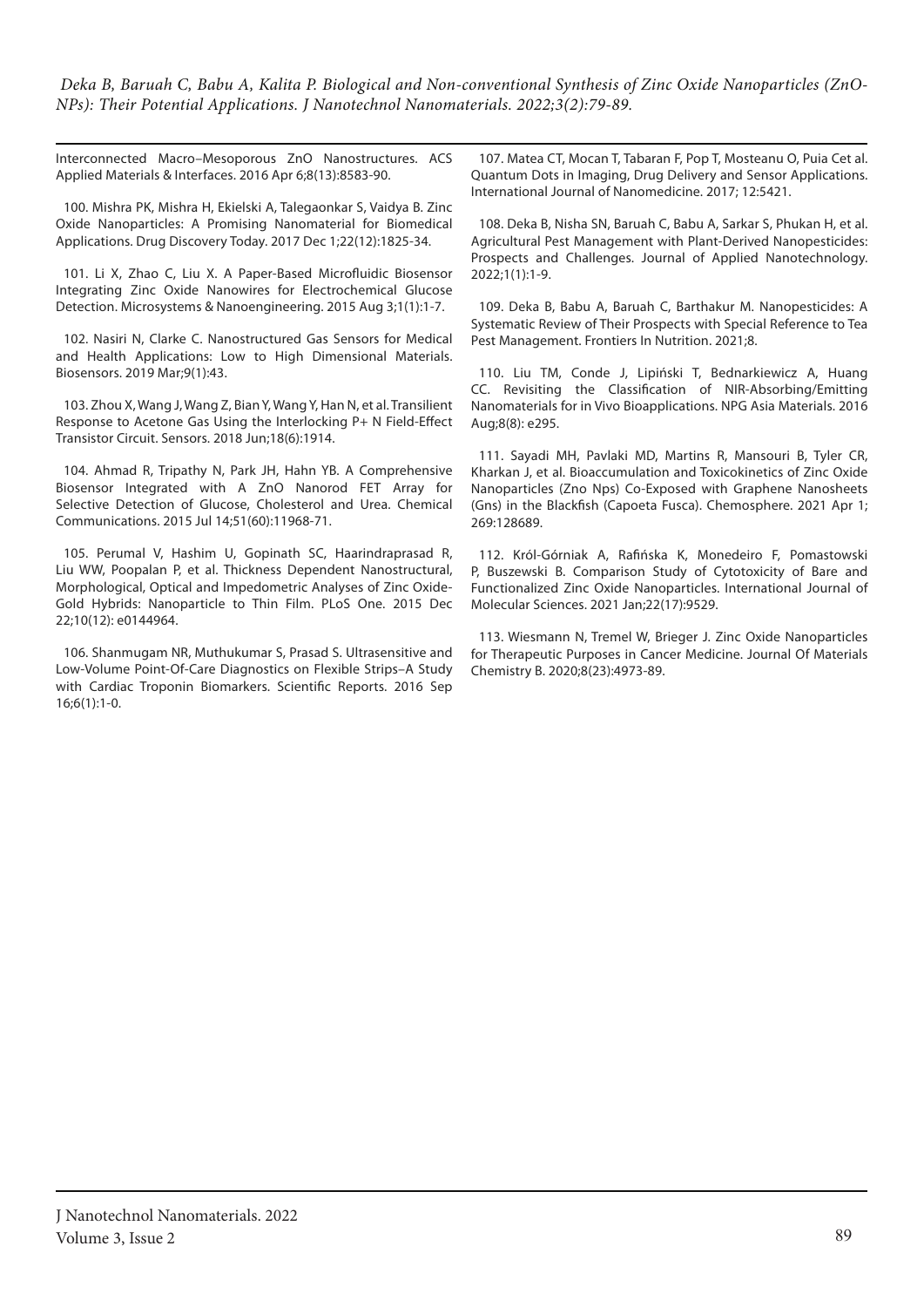Interconnected Macro–Mesoporous ZnO Nanostructures. ACS Applied Materials & Interfaces. 2016 Apr 6;8(13):8583-90.

100. Mishra PK, Mishra H, Ekielski A, Talegaonkar S, Vaidya B. Zinc Oxide Nanoparticles: A Promising Nanomaterial for Biomedical Applications. Drug Discovery Today. 2017 Dec 1;22(12):1825-34.

101. Li X, Zhao C, Liu X. A Paper-Based Microfluidic Biosensor Integrating Zinc Oxide Nanowires for Electrochemical Glucose Detection. Microsystems & Nanoengineering. 2015 Aug 3;1(1):1-7.

102. Nasiri N, Clarke C. Nanostructured Gas Sensors for Medical and Health Applications: Low to High Dimensional Materials. Biosensors. 2019 Mar;9(1):43.

103. Zhou X, Wang J, Wang Z, Bian Y, Wang Y, Han N, et al. Transilient Response to Acetone Gas Using the Interlocking P+ N Field-Effect Transistor Circuit. Sensors. 2018 Jun;18(6):1914.

104. Ahmad R, Tripathy N, Park JH, Hahn YB. A Comprehensive Biosensor Integrated with A ZnO Nanorod FET Array for Selective Detection of Glucose, Cholesterol and Urea. Chemical Communications. 2015 Jul 14;51(60):11968-71.

105. Perumal V, Hashim U, Gopinath SC, Haarindraprasad R, Liu WW, Poopalan P, et al. Thickness Dependent Nanostructural, Morphological, Optical and Impedometric Analyses of Zinc Oxide-Gold Hybrids: Nanoparticle to Thin Film. PLoS One. 2015 Dec 22;10(12): e0144964.

106. Shanmugam NR, Muthukumar S, Prasad S. Ultrasensitive and Low-Volume Point-Of-Care Diagnostics on Flexible Strips–A Study with Cardiac Troponin Biomarkers. Scientific Reports. 2016 Sep 16;6(1):1-0.

107. Matea CT, Mocan T, Tabaran F, Pop T, Mosteanu O, Puia Cet al. Quantum Dots in Imaging, Drug Delivery and Sensor Applications. International Journal of Nanomedicine. 2017; 12:5421.

108. Deka B, Nisha SN, Baruah C, Babu A, Sarkar S, Phukan H, et al. Agricultural Pest Management with Plant-Derived Nanopesticides: Prospects and Challenges. Journal of Applied Nanotechnology. 2022;1(1):1-9.

109. Deka B, Babu A, Baruah C, Barthakur M. Nanopesticides: A Systematic Review of Their Prospects with Special Reference to Tea Pest Management. Frontiers In Nutrition. 2021;8.

110. Liu TM, Conde J, Lipiński T, Bednarkiewicz A, Huang CC. Revisiting the Classification of NIR-Absorbing/Emitting Nanomaterials for in Vivo Bioapplications. NPG Asia Materials. 2016 Aug;8(8): e295.

111. Sayadi MH, Pavlaki MD, Martins R, Mansouri B, Tyler CR, Kharkan J, et al. Bioaccumulation and Toxicokinetics of Zinc Oxide Nanoparticles (Zno Nps) Co-Exposed with Graphene Nanosheets (Gns) in the Blackfish (Capoeta Fusca). Chemosphere. 2021 Apr 1; 269:128689.

112. Król-Górniak A, Rafińska K, Monedeiro F, Pomastowski P, Buszewski B. Comparison Study of Cytotoxicity of Bare and Functionalized Zinc Oxide Nanoparticles. International Journal of Molecular Sciences. 2021 Jan;22(17):9529.

113. Wiesmann N, Tremel W, Brieger J. Zinc Oxide Nanoparticles for Therapeutic Purposes in Cancer Medicine. Journal Of Materials Chemistry B. 2020;8(23):4973-89.